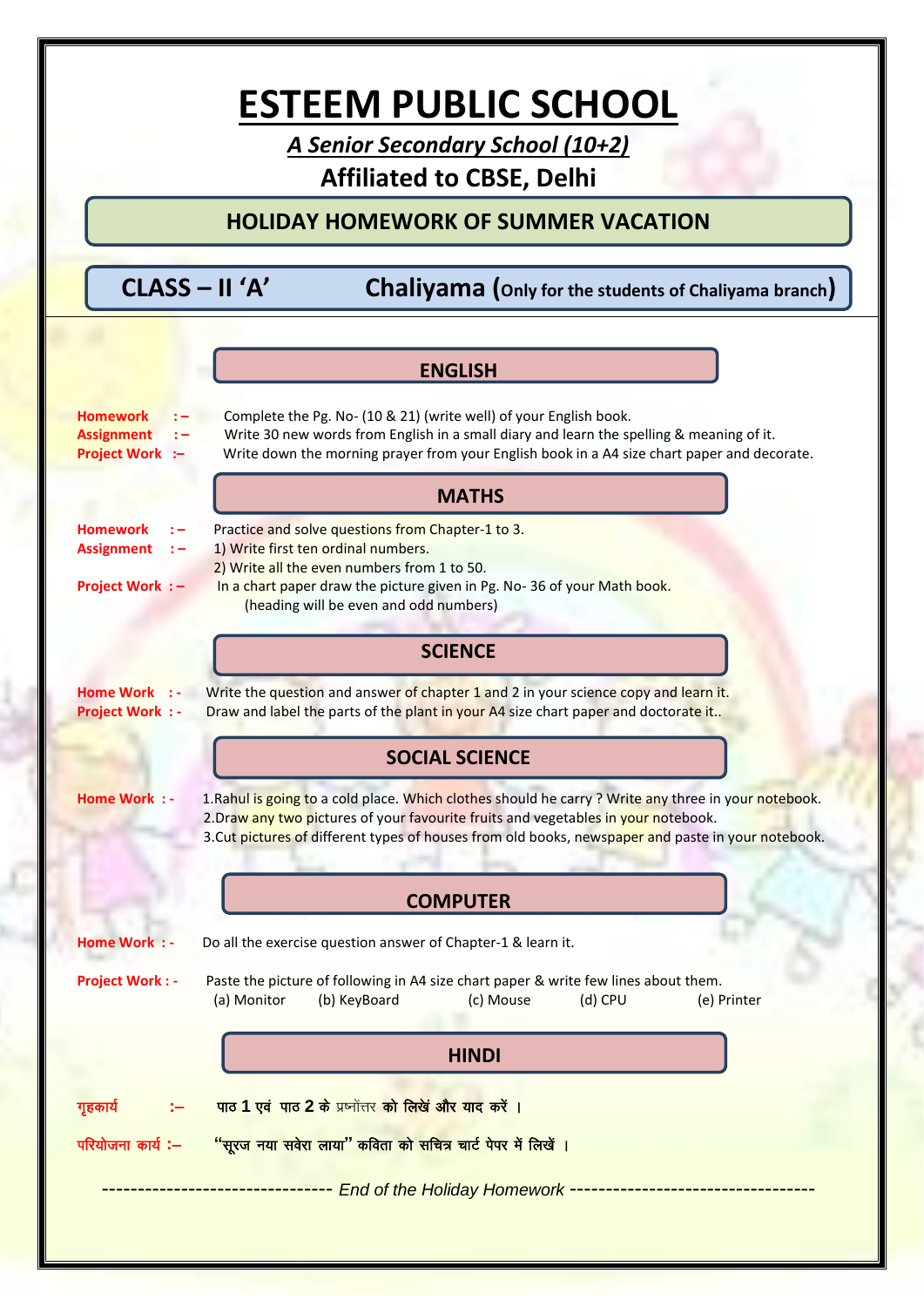# ESTEEM PUBLIC SCHOOL

***A Senior Secondary School (10+2)***

**Affiliated to CBSE, Delhi**

## HOLIDAY HOMEWORK OF SUMMER VACATION

**CLASS – II 'A'** **Chaliyama (Only for the students of Chaliyama branch)**

### ENGLISH

**Homework :–** Complete the Pg. No- (10 & 21) (write well) of your English book.

**Assignment :–** Write 30 new words from English in a small diary and learn the spelling & meaning of it.

**Project Work :–** Write down the morning prayer from your English book in a A4 size chart paper and decorate.

### MATHS

**Homework :–** Practice and solve questions from Chapter-1 to 3.

**Assignment :–** 1) Write first ten ordinal numbers.
2) Write all the even numbers from 1 to 50.

**Project Work :–** In a chart paper draw the picture given in Pg. No- 36 of your Math book.
(heading will be even and odd numbers)

### SCIENCE

**Home Work :-** Write the question and answer of chapter 1 and 2 in your science copy and learn it.

**Project Work :-** Draw and label the parts of the plant in your A4 size chart paper and doctorate it..

### SOCIAL SCIENCE

**Home Work :-** 1.Rahul is going to a cold place. Which clothes should he carry ? Write any three in your notebook.
2.Draw any two pictures of your favourite fruits and vegetables in your notebook.
3.Cut pictures of different types of houses from old books, newspaper and paste in your notebook.

### COMPUTER

**Home Work :-** Do all the exercise question answer of Chapter-1 & learn it.

**Project Work :-** Paste the picture of following in A4 size chart paper & write few lines about them.
(a) Monitor (b) KeyBoard (c) Mouse (d) CPU (e) Printer

### HINDI

**गृहकार्य :–** पाठ 1 एवं पाठ 2 के प्रश्नोत्तर को लिखें और याद करें ।

**परियोजना कार्य :–** "सूरज नया सवेरा लाया" कविता को सचित्र चार्ट पेपर में लिखें ।

------------------------------- *End of the Holiday Homework* ---------------------------------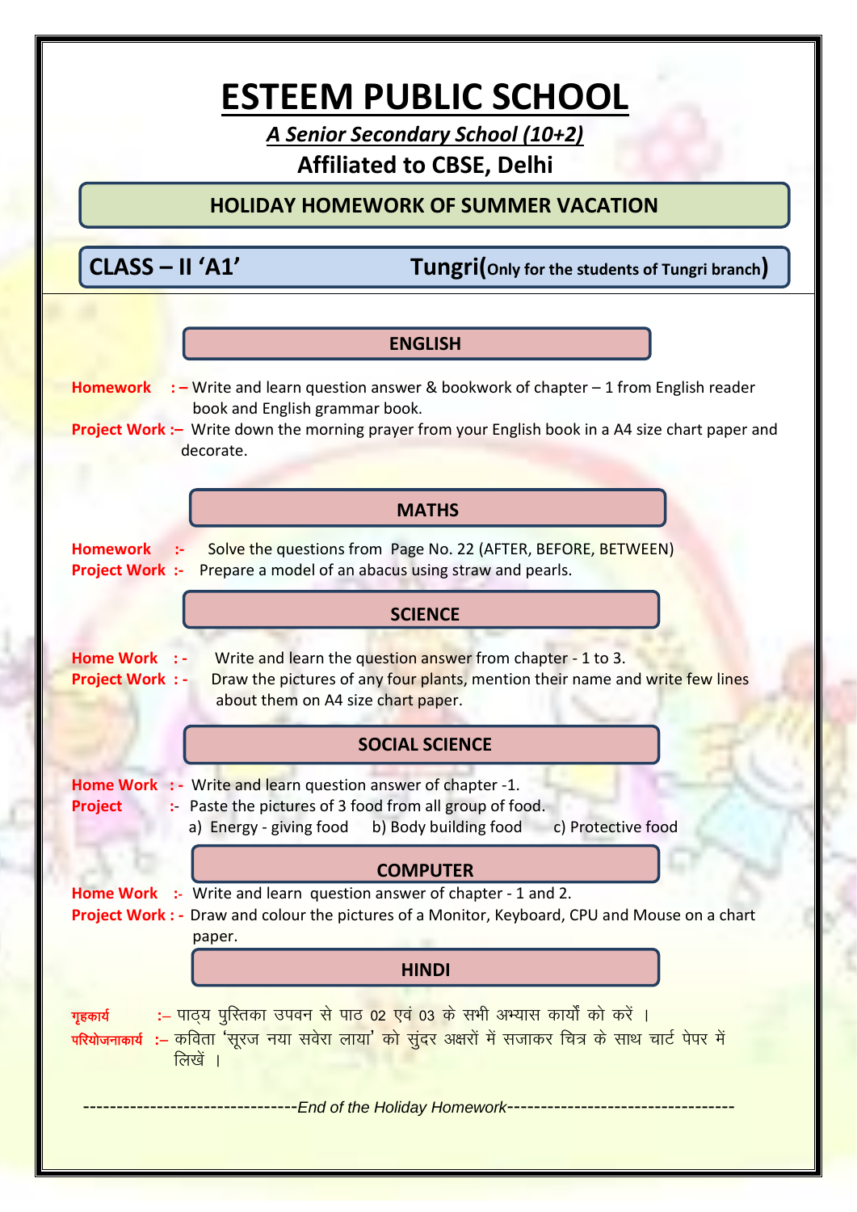# ESTEEM PUBLIC SCHOOL

***A Senior Secondary School (10+2)***

**Affiliated to CBSE, Delhi**

## HOLIDAY HOMEWORK OF SUMMER VACATION

**CLASS – II 'A1'** **Tungri(Only for the students of Tungri branch)**

### ENGLISH

**Homework :–** Write and learn question answer & bookwork of chapter – 1 from English reader book and English grammar book.

**Project Work :–** Write down the morning prayer from your English book in a A4 size chart paper and decorate.

### MATHS

**Homework :-** Solve the questions from Page No. 22 (AFTER, BEFORE, BETWEEN)

**Project Work :-** Prepare a model of an abacus using straw and pearls.

### SCIENCE

**Home Work : -** Write and learn the question answer from chapter - 1 to 3.

**Project Work : -** Draw the pictures of any four plants, mention their name and write few lines about them on A4 size chart paper.

### SOCIAL SCIENCE

**Home Work : -** Write and learn question answer of chapter -1.

**Project :-** Paste the pictures of 3 food from all group of food.

a) Energy - giving food b) Body building food c) Protective food

### COMPUTER

**Home Work :-** Write and learn question answer of chapter - 1 and 2.

**Project Work : -** Draw and colour the pictures of a Monitor, Keyboard, CPU and Mouse on a chart paper.

### HINDI

**गृहकार्य :–** पाठ्य पुस्तिका उपवन से पाठ 02 एवं 03 के सभी अभ्यास कार्यों को करें ।

**परियोजनाकार्य :–** कविता 'सूरज नया सवेरा लाया' को सुंदर अक्षरों में सजाकर चित्र के साथ चार्ट पेपर में लिखें ।

--------------------------------*End of the Holiday Homework*----------------------------------